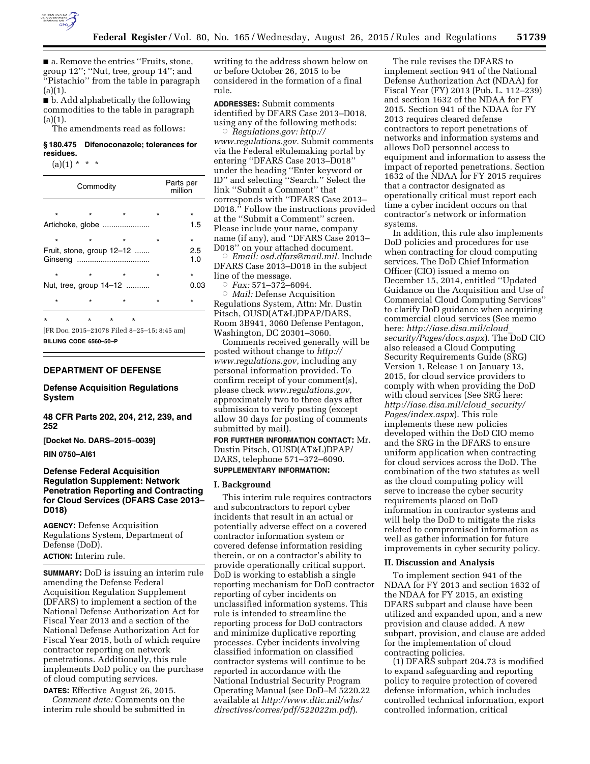■ a. Remove the entries ''Fruits, stone, group 12''; ''Nut, tree, group 14''; and ''Pistachio'' from the table in paragraph (a)(1).

■ b. Add alphabetically the following commodities to the table in paragraph (a)(1).

The amendments read as follows:

**§ 180.475 Difenoconazole; tolerances for residues.**

(a)(1) * * *

| Commodity | Parts per million |
|---|---|
| * * * * | * |
| Artichoke, globe | 1.5 |
| * * * * | * |
| Fruit, stone, group 12–12 | 2.5 |
| Ginseng | 1.0 |
| * * * * | * |
| Nut, tree, group 14–12 | 0.03 |
| * * * * | * |

\* \* \* \* \*

[FR Doc. 2015–21078 Filed 8–25–15; 8:45 am]

**BILLING CODE 6560–50–P**

## DEPARTMENT OF DEFENSE

### Defense Acquisition Regulations System

### 48 CFR Parts 202, 204, 212, 239, and 252

**[Docket No. DARS–2015–0039]**

**RIN 0750–AI61**

### Defense Federal Acquisition Regulation Supplement: Network Penetration Reporting and Contracting for Cloud Services (DFARS Case 2013–D018)

**AGENCY:** Defense Acquisition Regulations System, Department of Defense (DoD).

**ACTION:** Interim rule.

**SUMMARY:** DoD is issuing an interim rule amending the Defense Federal Acquisition Regulation Supplement (DFARS) to implement a section of the National Defense Authorization Act for Fiscal Year 2013 and a section of the National Defense Authorization Act for Fiscal Year 2015, both of which require contractor reporting on network penetrations. Additionally, this rule implements DoD policy on the purchase of cloud computing services.

**DATES:** Effective August 26, 2015.

*Comment date:* Comments on the interim rule should be submitted in writing to the address shown below on or before October 26, 2015 to be considered in the formation of a final rule.

**ADDRESSES:** Submit comments identified by DFARS Case 2013–D018, using any of the following methods:

○ *Regulations.gov: http://www.regulations.gov.* Submit comments via the Federal eRulemaking portal by entering ''DFARS Case 2013–D018'' under the heading ''Enter keyword or ID'' and selecting ''Search.'' Select the link ''Submit a Comment'' that corresponds with ''DFARS Case 2013–D018.'' Follow the instructions provided at the ''Submit a Comment'' screen. Please include your name, company name (if any), and ''DFARS Case 2013–D018'' on your attached document.

○ *Email: osd.dfars@mail.mil.* Include DFARS Case 2013–D018 in the subject line of the message.

○ *Fax:* 571–372–6094.

○ *Mail:* Defense Acquisition Regulations System, Attn: Mr. Dustin Pitsch, OUSD(AT&L)DPAP/DARS, Room 3B941, 3060 Defense Pentagon, Washington, DC 20301–3060.

Comments received generally will be posted without change to *http://www.regulations.gov*, including any personal information provided. To confirm receipt of your comment(s), please check *www.regulations.gov*, approximately two to three days after submission to verify posting (except allow 30 days for posting of comments submitted by mail).

**FOR FURTHER INFORMATION CONTACT:** Mr. Dustin Pitsch, OUSD(AT&L)DPAP/DARS, telephone 571–372–6090.

**SUPPLEMENTARY INFORMATION:**

#### I. Background

This interim rule requires contractors and subcontractors to report cyber incidents that result in an actual or potentially adverse effect on a covered contractor information system or covered defense information residing therein, or on a contractor's ability to provide operationally critical support. DoD is working to establish a single reporting mechanism for DoD contractor reporting of cyber incidents on unclassified information systems. This rule is intended to streamline the reporting process for DoD contractors and minimize duplicative reporting processes. Cyber incidents involving classified information on classified contractor systems will continue to be reported in accordance with the National Industrial Security Program Operating Manual (see DoD–M 5220.22 available at *http://www.dtic.mil/whs/directives/corres/pdf/522022m.pdf*).

The rule revises the DFARS to implement section 941 of the National Defense Authorization Act (NDAA) for Fiscal Year (FY) 2013 (Pub. L. 112–239) and section 1632 of the NDAA for FY 2015. Section 941 of the NDAA for FY 2013 requires cleared defense contractors to report penetrations of networks and information systems and allows DoD personnel access to equipment and information to assess the impact of reported penetrations. Section 1632 of the NDAA for FY 2015 requires that a contractor designated as operationally critical must report each time a cyber incident occurs on that contractor's network or information systems.

In addition, this rule also implements DoD policies and procedures for use when contracting for cloud computing services. The DoD Chief Information Officer (CIO) issued a memo on December 15, 2014, entitled ''Updated Guidance on the Acquisition and Use of Commercial Cloud Computing Services'' to clarify DoD guidance when acquiring commercial cloud services (See memo here: *http://iase.disa.mil/cloud_security/Pages/docs.aspx*). The DoD CIO also released a Cloud Computing Security Requirements Guide (SRG) Version 1, Release 1 on January 13, 2015, for cloud service providers to comply with when providing the DoD with cloud services (See SRG here: *http://iase.disa.mil/cloud_security/Pages/index.aspx*). This rule implements these new policies developed within the DoD CIO memo and the SRG in the DFARS to ensure uniform application when contracting for cloud services across the DoD. The combination of the two statutes as well as the cloud computing policy will serve to increase the cyber security requirements placed on DoD information in contractor systems and will help the DoD to mitigate the risks related to compromised information as well as gather information for future improvements in cyber security policy.

#### II. Discussion and Analysis

To implement section 941 of the NDAA for FY 2013 and section 1632 of the NDAA for FY 2015, an existing DFARS subpart and clause have been utilized and expanded upon, and a new provision and clause added. A new subpart, provision, and clause are added for the implementation of cloud contracting policies.

(1) DFARS subpart 204.73 is modified to expand safeguarding and reporting policy to require protection of covered defense information, which includes controlled technical information, export controlled information, critical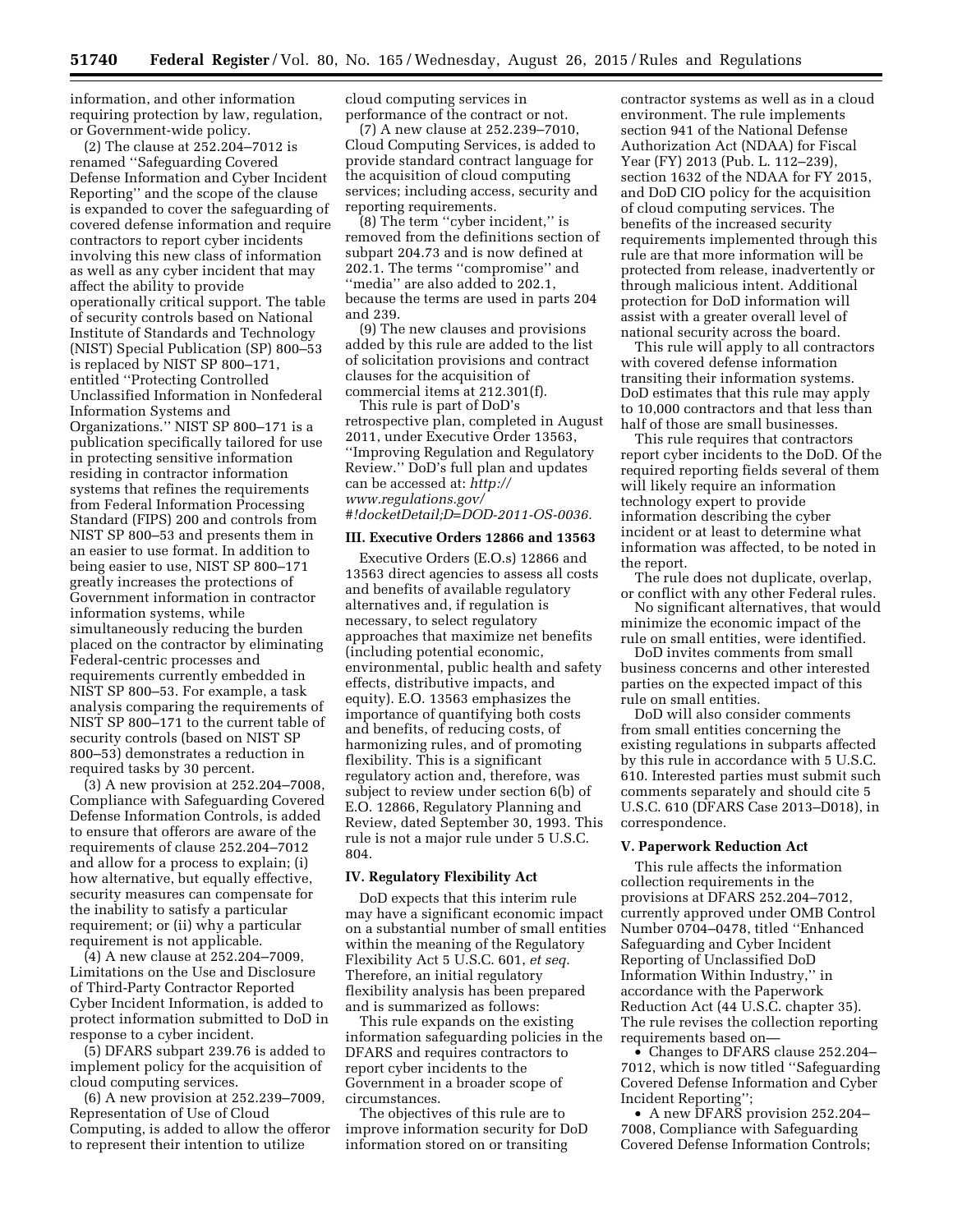information, and other information requiring protection by law, regulation, or Government-wide policy.

(2) The clause at 252.204–7012 is renamed ''Safeguarding Covered Defense Information and Cyber Incident Reporting'' and the scope of the clause is expanded to cover the safeguarding of covered defense information and require contractors to report cyber incidents involving this new class of information as well as any cyber incident that may affect the ability to provide operationally critical support. The table of security controls based on National Institute of Standards and Technology (NIST) Special Publication (SP) 800–53 is replaced by NIST SP 800–171, entitled ''Protecting Controlled Unclassified Information in Nonfederal Information Systems and Organizations.'' NIST SP 800–171 is a publication specifically tailored for use in protecting sensitive information residing in contractor information systems that refines the requirements from Federal Information Processing Standard (FIPS) 200 and controls from NIST SP 800–53 and presents them in an easier to use format. In addition to being easier to use, NIST SP 800–171 greatly increases the protections of Government information in contractor information systems, while simultaneously reducing the burden placed on the contractor by eliminating Federal-centric processes and requirements currently embedded in NIST SP 800–53. For example, a task analysis comparing the requirements of NIST SP 800–171 to the current table of security controls (based on NIST SP 800–53) demonstrates a reduction in required tasks by 30 percent.

(3) A new provision at 252.204–7008, Compliance with Safeguarding Covered Defense Information Controls, is added to ensure that offerors are aware of the requirements of clause 252.204–7012 and allow for a process to explain; (i) how alternative, but equally effective, security measures can compensate for the inability to satisfy a particular requirement; or (ii) why a particular requirement is not applicable.

(4) A new clause at 252.204–7009, Limitations on the Use and Disclosure of Third-Party Contractor Reported Cyber Incident Information, is added to protect information submitted to DoD in response to a cyber incident.

(5) DFARS subpart 239.76 is added to implement policy for the acquisition of cloud computing services.

(6) A new provision at 252.239–7009, Representation of Use of Cloud Computing, is added to allow the offeror to represent their intention to utilize cloud computing services in performance of the contract or not.

(7) A new clause at 252.239–7010, Cloud Computing Services, is added to provide standard contract language for the acquisition of cloud computing services; including access, security and reporting requirements.

(8) The term ''cyber incident,'' is removed from the definitions section of subpart 204.73 and is now defined at 202.1. The terms ''compromise'' and ''media'' are also added to 202.1, because the terms are used in parts 204 and 239.

(9) The new clauses and provisions added by this rule are added to the list of solicitation provisions and contract clauses for the acquisition of commercial items at 212.301(f).

This rule is part of DoD's retrospective plan, completed in August 2011, under Executive Order 13563, ''Improving Regulation and Regulatory Review.'' DoD's full plan and updates can be accessed at: *http://www.regulations.gov/#!docketDetail;D=DOD-2011-OS-0036.*

## III. Executive Orders 12866 and 13563

Executive Orders (E.O.s) 12866 and 13563 direct agencies to assess all costs and benefits of available regulatory alternatives and, if regulation is necessary, to select regulatory approaches that maximize net benefits (including potential economic, environmental, public health and safety effects, distributive impacts, and equity). E.O. 13563 emphasizes the importance of quantifying both costs and benefits, of reducing costs, of harmonizing rules, and of promoting flexibility. This is a significant regulatory action and, therefore, was subject to review under section 6(b) of E.O. 12866, Regulatory Planning and Review, dated September 30, 1993. This rule is not a major rule under 5 U.S.C. 804.

## IV. Regulatory Flexibility Act

DoD expects that this interim rule may have a significant economic impact on a substantial number of small entities within the meaning of the Regulatory Flexibility Act 5 U.S.C. 601, *et seq.* Therefore, an initial regulatory flexibility analysis has been prepared and is summarized as follows:

This rule expands on the existing information safeguarding policies in the DFARS and requires contractors to report cyber incidents to the Government in a broader scope of circumstances.

The objectives of this rule are to improve information security for DoD information stored on or transiting contractor systems as well as in a cloud environment. The rule implements section 941 of the National Defense Authorization Act (NDAA) for Fiscal Year (FY) 2013 (Pub. L. 112–239), section 1632 of the NDAA for FY 2015, and DoD CIO policy for the acquisition of cloud computing services. The benefits of the increased security requirements implemented through this rule are that more information will be protected from release, inadvertently or through malicious intent. Additional protection for DoD information will assist with a greater overall level of national security across the board.

This rule will apply to all contractors with covered defense information transiting their information systems. DoD estimates that this rule may apply to 10,000 contractors and that less than half of those are small businesses.

This rule requires that contractors report cyber incidents to the DoD. Of the required reporting fields several of them will likely require an information technology expert to provide information describing the cyber incident or at least to determine what information was affected, to be noted in the report.

The rule does not duplicate, overlap, or conflict with any other Federal rules.

No significant alternatives, that would minimize the economic impact of the rule on small entities, were identified.

DoD invites comments from small business concerns and other interested parties on the expected impact of this rule on small entities.

DoD will also consider comments from small entities concerning the existing regulations in subparts affected by this rule in accordance with 5 U.S.C. 610. Interested parties must submit such comments separately and should cite 5 U.S.C. 610 (DFARS Case 2013–D018), in correspondence.

## V. Paperwork Reduction Act

This rule affects the information collection requirements in the provisions at DFARS 252.204–7012, currently approved under OMB Control Number 0704–0478, titled ''Enhanced Safeguarding and Cyber Incident Reporting of Unclassified DoD Information Within Industry,'' in accordance with the Paperwork Reduction Act (44 U.S.C. chapter 35). The rule revises the collection reporting requirements based on—

- Changes to DFARS clause 252.204–7012, which is now titled ''Safeguarding Covered Defense Information and Cyber Incident Reporting'';
- A new DFARS provision 252.204–7008, Compliance with Safeguarding Covered Defense Information Controls;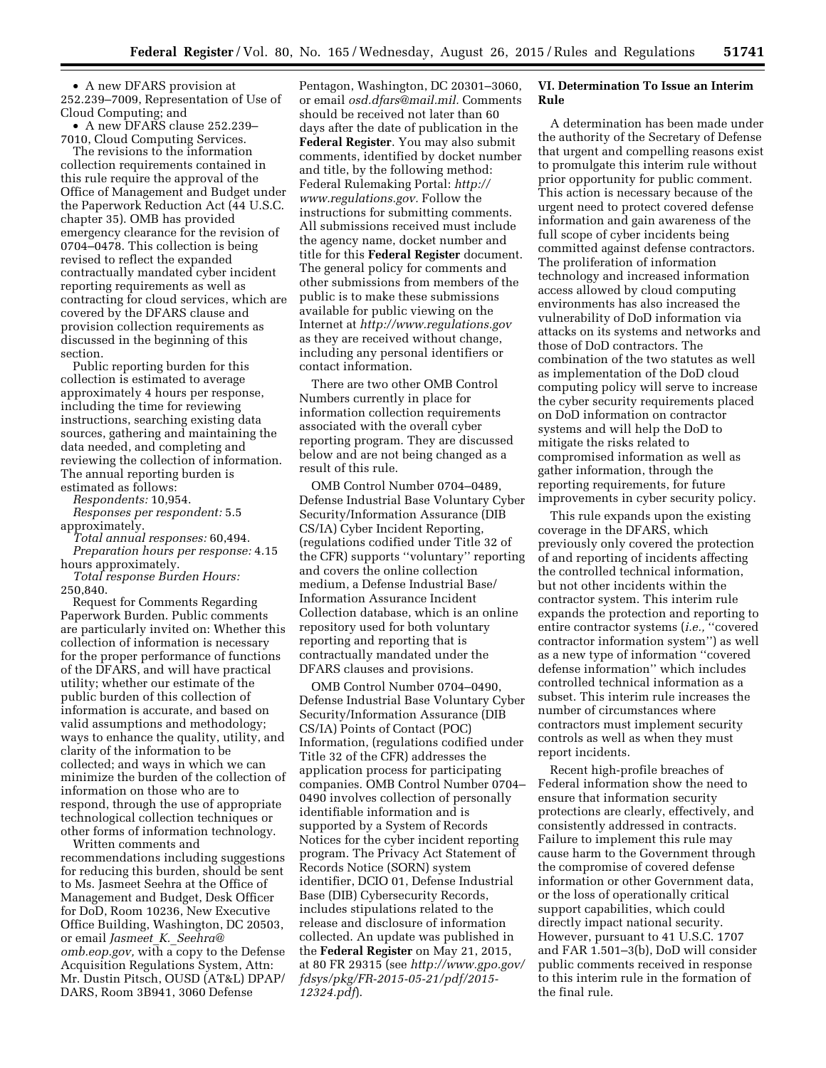- A new DFARS provision at 252.239–7009, Representation of Use of Cloud Computing; and
- A new DFARS clause 252.239–7010, Cloud Computing Services.

The revisions to the information collection requirements contained in this rule require the approval of the Office of Management and Budget under the Paperwork Reduction Act (44 U.S.C. chapter 35). OMB has provided emergency clearance for the revision of 0704–0478. This collection is being revised to reflect the expanded contractually mandated cyber incident reporting requirements as well as contracting for cloud services, which are covered by the DFARS clause and provision collection requirements as discussed in the beginning of this section.

Public reporting burden for this collection is estimated to average approximately 4 hours per response, including the time for reviewing instructions, searching existing data sources, gathering and maintaining the data needed, and completing and reviewing the collection of information. The annual reporting burden is estimated as follows:

*Respondents:* 10,954.

*Responses per respondent:* 5.5 approximately.

*Total annual responses:* 60,494.

*Preparation hours per response:* 4.15 hours approximately.

*Total response Burden Hours:* 250,840.

Request for Comments Regarding Paperwork Burden. Public comments are particularly invited on: Whether this collection of information is necessary for the proper performance of functions of the DFARS, and will have practical utility; whether our estimate of the public burden of this collection of information is accurate, and based on valid assumptions and methodology; ways to enhance the quality, utility, and clarity of the information to be collected; and ways in which we can minimize the burden of the collection of information on those who are to respond, through the use of appropriate technological collection techniques or other forms of information technology.

Written comments and recommendations including suggestions for reducing this burden, should be sent to Ms. Jasmeet Seehra at the Office of Management and Budget, Desk Officer for DoD, Room 10236, New Executive Office Building, Washington, DC 20503, or email *Jasmeet_K._Seehra@omb.eop.gov,* with a copy to the Defense Acquisition Regulations System, Attn: Mr. Dustin Pitsch, OUSD (AT&L) DPAP/DARS, Room 3B941, 3060 Defense Pentagon, Washington, DC 20301–3060, or email *osd.dfars@mail.mil.* Comments should be received not later than 60 days after the date of publication in the **Federal Register**. You may also submit comments, identified by docket number and title, by the following method: Federal Rulemaking Portal: *http://www.regulations.gov.* Follow the instructions for submitting comments. All submissions received must include the agency name, docket number and title for this **Federal Register** document. The general policy for comments and other submissions from members of the public is to make these submissions available for public viewing on the Internet at *http://www.regulations.gov* as they are received without change, including any personal identifiers or contact information.

There are two other OMB Control Numbers currently in place for information collection requirements associated with the overall cyber reporting program. They are discussed below and are not being changed as a result of this rule.

OMB Control Number 0704–0489, Defense Industrial Base Voluntary Cyber Security/Information Assurance (DIB CS/IA) Cyber Incident Reporting, (regulations codified under Title 32 of the CFR) supports ''voluntary'' reporting and covers the online collection medium, a Defense Industrial Base/Information Assurance Incident Collection database, which is an online repository used for both voluntary reporting and reporting that is contractually mandated under the DFARS clauses and provisions.

OMB Control Number 0704–0490, Defense Industrial Base Voluntary Cyber Security/Information Assurance (DIB CS/IA) Points of Contact (POC) Information, (regulations codified under Title 32 of the CFR) addresses the application process for participating companies. OMB Control Number 0704–0490 involves collection of personally identifiable information and is supported by a System of Records Notices for the cyber incident reporting program. The Privacy Act Statement of Records Notice (SORN) system identifier, DCIO 01, Defense Industrial Base (DIB) Cybersecurity Records, includes stipulations related to the release and disclosure of information collected. An update was published in the **Federal Register** on May 21, 2015, at 80 FR 29315 (see *http://www.gpo.gov/fdsys/pkg/FR-2015-05-21/pdf/2015-12324.pdf*).

## VI. Determination To Issue an Interim Rule

A determination has been made under the authority of the Secretary of Defense that urgent and compelling reasons exist to promulgate this interim rule without prior opportunity for public comment. This action is necessary because of the urgent need to protect covered defense information and gain awareness of the full scope of cyber incidents being committed against defense contractors. The proliferation of information technology and increased information access allowed by cloud computing environments has also increased the vulnerability of DoD information via attacks on its systems and networks and those of DoD contractors. The combination of the two statutes as well as implementation of the DoD cloud computing policy will serve to increase the cyber security requirements placed on DoD information on contractor systems and will help the DoD to mitigate the risks related to compromised information as well as gather information, through the reporting requirements, for future improvements in cyber security policy.

This rule expands upon the existing coverage in the DFARS, which previously only covered the protection of and reporting of incidents affecting the controlled technical information, but not other incidents within the contractor system. This interim rule expands the protection and reporting to entire contractor systems (*i.e.,* ''covered contractor information system'') as well as a new type of information ''covered defense information'' which includes controlled technical information as a subset. This interim rule increases the number of circumstances where contractors must implement security controls as well as when they must report incidents.

Recent high-profile breaches of Federal information show the need to ensure that information security protections are clearly, effectively, and consistently addressed in contracts. Failure to implement this rule may cause harm to the Government through the compromise of covered defense information or other Government data, or the loss of operationally critical support capabilities, which could directly impact national security. However, pursuant to 41 U.S.C. 1707 and FAR 1.501–3(b), DoD will consider public comments received in response to this interim rule in the formation of the final rule.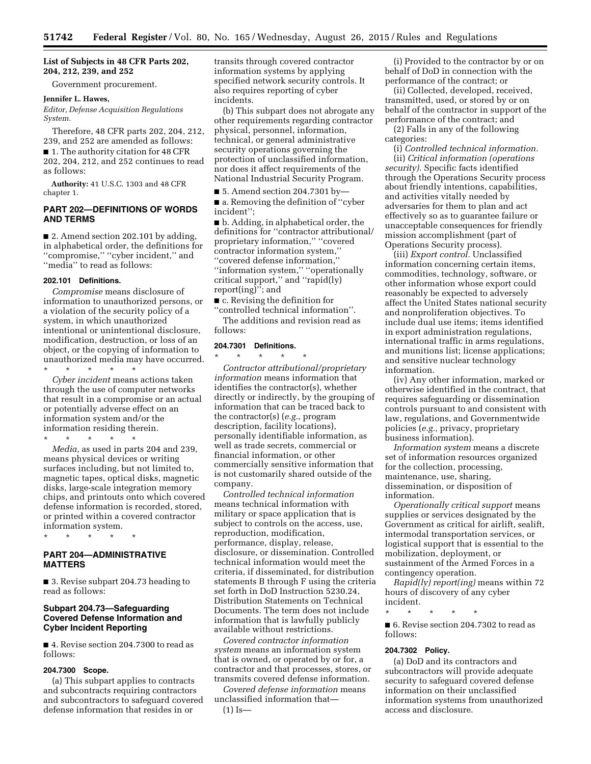**List of Subjects in 48 CFR Parts 202, 204, 212, 239, and 252**

Government procurement.

**Jennifer L. Hawes,**

*Editor, Defense Acquisition Regulations System.*

Therefore, 48 CFR parts 202, 204, 212, 239, and 252 are amended as follows:

■ 1. The authority citation for 48 CFR 202, 204, 212, and 252 continues to read as follows:

**Authority:** 41 U.S.C. 1303 and 48 CFR chapter 1.

## PART 202—DEFINITIONS OF WORDS AND TERMS

■ 2. Amend section 202.101 by adding, in alphabetical order, the definitions for ''compromise,'' ''cyber incident,'' and ''media'' to read as follows:

### 202.101 Definitions.

*Compromise* means disclosure of information to unauthorized persons, or a violation of the security policy of a system, in which unauthorized intentional or unintentional disclosure, modification, destruction, or loss of an object, or the copying of information to unauthorized media may have occurred.

\* \* \* \* \*

*Cyber incident* means actions taken through the use of computer networks that result in a compromise or an actual or potentially adverse effect on an information system and/or the information residing therein.

\* \* \* \* \*

*Media,* as used in parts 204 and 239, means physical devices or writing surfaces including, but not limited to, magnetic tapes, optical disks, magnetic disks, large-scale integration memory chips, and printouts onto which covered defense information is recorded, stored, or printed within a covered contractor information system.

\* \* \* \* \*

## PART 204—ADMINISTRATIVE MATTERS

■ 3. Revise subpart 204.73 heading to read as follows:

### Subpart 204.73—Safeguarding Covered Defense Information and Cyber Incident Reporting

■ 4. Revise section 204.7300 to read as follows:

### 204.7300 Scope.

(a) This subpart applies to contracts and subcontracts requiring contractors and subcontractors to safeguard covered defense information that resides in or transits through covered contractor information systems by applying specified network security controls. It also requires reporting of cyber incidents.

(b) This subpart does not abrogate any other requirements regarding contractor physical, personnel, information, technical, or general administrative security operations governing the protection of unclassified information, nor does it affect requirements of the National Industrial Security Program.

■ 5. Amend section 204.7301 by—

■ a. Removing the definition of ''cyber incident'';

■ b. Adding, in alphabetical order, the definitions for ''contractor attributional/proprietary information,'' ''covered contractor information system,'' ''covered defense information,'' ''information system,'' ''operationally critical support,'' and ''rapid(ly) report(ing)''; and

■ c. Revising the definition for ''controlled technical information''.

The additions and revision read as follows:

### 204.7301 Definitions.

\* \* \* \* \*

*Contractor attributional/proprietary information* means information that identifies the contractor(s), whether directly or indirectly, by the grouping of information that can be traced back to the contractor(s) (*e.g.,* program description, facility locations), personally identifiable information, as well as trade secrets, commercial or financial information, or other commercially sensitive information that is not customarily shared outside of the company.

*Controlled technical information* means technical information with military or space application that is subject to controls on the access, use, reproduction, modification, performance, display, release, disclosure, or dissemination. Controlled technical information would meet the criteria, if disseminated, for distribution statements B through F using the criteria set forth in DoD Instruction 5230.24, Distribution Statements on Technical Documents. The term does not include information that is lawfully publicly available without restrictions.

*Covered contractor information system* means an information system that is owned, or operated by or for, a contractor and that processes, stores, or transmits covered defense information.

*Covered defense information* means unclassified information that—

(1) Is—

(i) Provided to the contractor by or on behalf of DoD in connection with the performance of the contract; or

(ii) Collected, developed, received, transmitted, used, or stored by or on behalf of the contractor in support of the performance of the contract; and

(2) Falls in any of the following categories:

(i) *Controlled technical information.*

(ii) *Critical information (operations security).* Specific facts identified through the Operations Security process about friendly intentions, capabilities, and activities vitally needed by adversaries for them to plan and act effectively so as to guarantee failure or unacceptable consequences for friendly mission accomplishment (part of Operations Security process).

(iii) *Export control.* Unclassified information concerning certain items, commodities, technology, software, or other information whose export could reasonably be expected to adversely affect the United States national security and nonproliferation objectives. To include dual use items; items identified in export administration regulations, international traffic in arms regulations, and munitions list; license applications; and sensitive nuclear technology information.

(iv) Any other information, marked or otherwise identified in the contract, that requires safeguarding or dissemination controls pursuant to and consistent with law, regulations, and Governmentwide policies (*e.g.,* privacy, proprietary business information).

*Information system* means a discrete set of information resources organized for the collection, processing, maintenance, use, sharing, dissemination, or disposition of information.

*Operationally critical support* means supplies or services designated by the Government as critical for airlift, sealift, intermodal transportation services, or logistical support that is essential to the mobilization, deployment, or sustainment of the Armed Forces in a contingency operation.

*Rapid(ly) report(ing)* means within 72 hours of discovery of any cyber incident.

\* \* \* \* \*

■ 6. Revise section 204.7302 to read as follows:

### 204.7302 Policy.

(a) DoD and its contractors and subcontractors will provide adequate security to safeguard covered defense information on their unclassified information systems from unauthorized access and disclosure.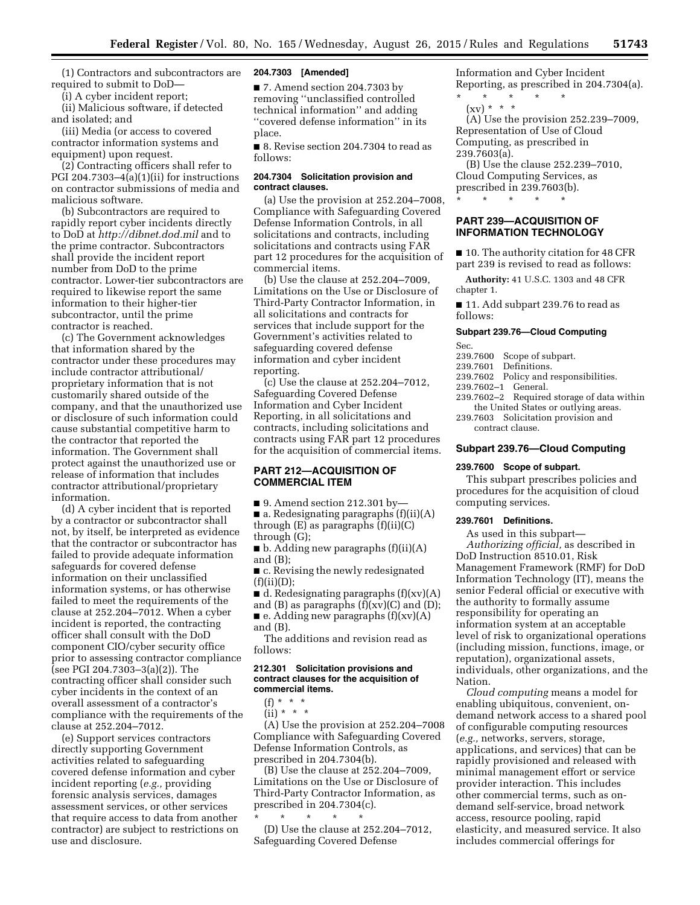(1) Contractors and subcontractors are required to submit to DoD—

(i) A cyber incident report;

(ii) Malicious software, if detected and isolated; and

(iii) Media (or access to covered contractor information systems and equipment) upon request.

(2) Contracting officers shall refer to PGI 204.7303–4(a)(1)(ii) for instructions on contractor submissions of media and malicious software.

(b) Subcontractors are required to rapidly report cyber incidents directly to DoD at *http://dibnet.dod.mil* and to the prime contractor. Subcontractors shall provide the incident report number from DoD to the prime contractor. Lower-tier subcontractors are required to likewise report the same information to their higher-tier subcontractor, until the prime contractor is reached.

(c) The Government acknowledges that information shared by the contractor under these procedures may include contractor attributional/proprietary information that is not customarily shared outside of the company, and that the unauthorized use or disclosure of such information could cause substantial competitive harm to the contractor that reported the information. The Government shall protect against the unauthorized use or release of information that includes contractor attributional/proprietary information.

(d) A cyber incident that is reported by a contractor or subcontractor shall not, by itself, be interpreted as evidence that the contractor or subcontractor has failed to provide adequate information safeguards for covered defense information on their unclassified information systems, or has otherwise failed to meet the requirements of the clause at 252.204–7012. When a cyber incident is reported, the contracting officer shall consult with the DoD component CIO/cyber security office prior to assessing contractor compliance (see PGI 204.7303–3(a)(2)). The contracting officer shall consider such cyber incidents in the context of an overall assessment of a contractor's compliance with the requirements of the clause at 252.204–7012.

(e) Support services contractors directly supporting Government activities related to safeguarding covered defense information and cyber incident reporting (*e.g.,* providing forensic analysis services, damages assessment services, or other services that require access to data from another contractor) are subject to restrictions on use and disclosure.

**204.7303 [Amended]**

■ 7. Amend section 204.7303 by removing "unclassified controlled technical information" and adding "covered defense information" in its place.

■ 8. Revise section 204.7304 to read as follows:

**204.7304 Solicitation provision and contract clauses.**

(a) Use the provision at 252.204–7008, Compliance with Safeguarding Covered Defense Information Controls, in all solicitations and contracts, including solicitations and contracts using FAR part 12 procedures for the acquisition of commercial items.

(b) Use the clause at 252.204–7009, Limitations on the Use or Disclosure of Third-Party Contractor Information, in all solicitations and contracts for services that include support for the Government's activities related to safeguarding covered defense information and cyber incident reporting.

(c) Use the clause at 252.204–7012, Safeguarding Covered Defense Information and Cyber Incident Reporting, in all solicitations and contracts, including solicitations and contracts using FAR part 12 procedures for the acquisition of commercial items.

## PART 212—ACQUISITION OF COMMERCIAL ITEM

■ 9. Amend section 212.301 by—

■ a. Redesignating paragraphs (f)(ii)(A) through (E) as paragraphs (f)(ii)(C) through (G);

■ b. Adding new paragraphs (f)(ii)(A) and (B);

■ c. Revising the newly redesignated (f)(ii)(D);

■ d. Redesignating paragraphs (f)(xv)(A) and (B) as paragraphs (f)(xv)(C) and (D);

■ e. Adding new paragraphs (f)(xv)(A) and (B).

The additions and revision read as follows:

**212.301 Solicitation provisions and contract clauses for the acquisition of commercial items.**

(f) * * *

(ii) * * *

(A) Use the provision at 252.204–7008 Compliance with Safeguarding Covered Defense Information Controls, as prescribed in 204.7304(b).

(B) Use the clause at 252.204–7009, Limitations on the Use or Disclosure of Third-Party Contractor Information, as prescribed in 204.7304(c).

\* \* \* \* \*

(D) Use the clause at 252.204–7012, Safeguarding Covered Defense Information and Cyber Incident Reporting, as prescribed in 204.7304(a).

\* \* \* \* \*

(xv) * * *

(A) Use the provision 252.239–7009, Representation of Use of Cloud Computing, as prescribed in 239.7603(a).

(B) Use the clause 252.239–7010, Cloud Computing Services, as prescribed in 239.7603(b).

\* \* \* \* \*

## PART 239—ACQUISITION OF INFORMATION TECHNOLOGY

■ 10. The authority citation for 48 CFR part 239 is revised to read as follows:

**Authority:** 41 U.S.C. 1303 and 48 CFR chapter 1.

■ 11. Add subpart 239.76 to read as follows:

**Subpart 239.76—Cloud Computing**

Sec.
239.7600 Scope of subpart.
239.7601 Definitions.
239.7602 Policy and responsibilities.
239.7602–1 General.
239.7602–2 Required storage of data within the United States or outlying areas.
239.7603 Solicitation provision and contract clause.

### Subpart 239.76—Cloud Computing

**239.7600 Scope of subpart.**

This subpart prescribes policies and procedures for the acquisition of cloud computing services.

**239.7601 Definitions.**

As used in this subpart—

*Authorizing official,* as described in DoD Instruction 8510.01, Risk Management Framework (RMF) for DoD Information Technology (IT), means the senior Federal official or executive with the authority to formally assume responsibility for operating an information system at an acceptable level of risk to organizational operations (including mission, functions, image, or reputation), organizational assets, individuals, other organizations, and the Nation.

*Cloud computing* means a model for enabling ubiquitous, convenient, on-demand network access to a shared pool of configurable computing resources (*e.g.,* networks, servers, storage, applications, and services) that can be rapidly provisioned and released with minimal management effort or service provider interaction. This includes other commercial terms, such as on-demand self-service, broad network access, resource pooling, rapid elasticity, and measured service. It also includes commercial offerings for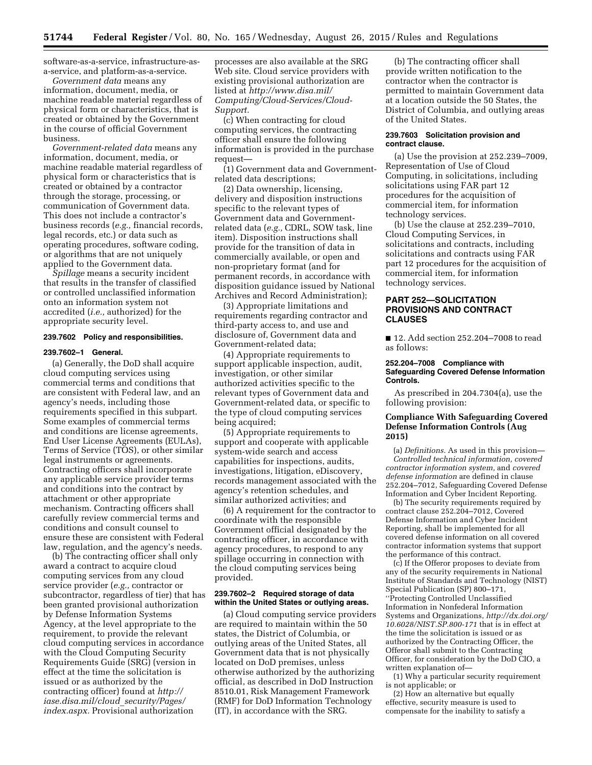software-as-a-service, infrastructure-as-a-service, and platform-as-a-service.

*Government data* means any information, document, media, or machine readable material regardless of physical form or characteristics, that is created or obtained by the Government in the course of official Government business.

*Government-related data* means any information, document, media, or machine readable material regardless of physical form or characteristics that is created or obtained by a contractor through the storage, processing, or communication of Government data. This does not include a contractor's business records (*e.g.,* financial records, legal records, etc.) or data such as operating procedures, software coding, or algorithms that are not uniquely applied to the Government data.

*Spillage* means a security incident that results in the transfer of classified or controlled unclassified information onto an information system not accredited (*i.e.,* authorized) for the appropriate security level.

#### 239.7602 Policy and responsibilities.

#### 239.7602–1 General.

(a) Generally, the DoD shall acquire cloud computing services using commercial terms and conditions that are consistent with Federal law, and an agency's needs, including those requirements specified in this subpart. Some examples of commercial terms and conditions are license agreements, End User License Agreements (EULAs), Terms of Service (TOS), or other similar legal instruments or agreements. Contracting officers shall incorporate any applicable service provider terms and conditions into the contract by attachment or other appropriate mechanism. Contracting officers shall carefully review commercial terms and conditions and consult counsel to ensure these are consistent with Federal law, regulation, and the agency's needs.

(b) The contracting officer shall only award a contract to acquire cloud computing services from any cloud service provider (*e.g.,* contractor or subcontractor, regardless of tier) that has been granted provisional authorization by Defense Information Systems Agency, at the level appropriate to the requirement, to provide the relevant cloud computing services in accordance with the Cloud Computing Security Requirements Guide (SRG) (version in effect at the time the solicitation is issued or as authorized by the contracting officer) found at *http://iase.disa.mil/cloud_security/Pages/index.aspx.* Provisional authorization processes are also available at the SRG Web site. Cloud service providers with existing provisional authorization are listed at *http://www.disa.mil/Computing/Cloud-Services/Cloud-Support.*

(c) When contracting for cloud computing services, the contracting officer shall ensure the following information is provided in the purchase request—

(1) Government data and Government-related data descriptions;

(2) Data ownership, licensing, delivery and disposition instructions specific to the relevant types of Government data and Government-related data (*e.g.,* CDRL, SOW task, line item). Disposition instructions shall provide for the transition of data in commercially available, or open and non-proprietary format (and for permanent records, in accordance with disposition guidance issued by National Archives and Record Administration);

(3) Appropriate limitations and requirements regarding contractor and third-party access to, and use and disclosure of, Government data and Government-related data;

(4) Appropriate requirements to support applicable inspection, audit, investigation, or other similar authorized activities specific to the relevant types of Government data and Government-related data, or specific to the type of cloud computing services being acquired;

(5) Appropriate requirements to support and cooperate with applicable system-wide search and access capabilities for inspections, audits, investigations, litigation, eDiscovery, records management associated with the agency's retention schedules, and similar authorized activities; and

(6) A requirement for the contractor to coordinate with the responsible Government official designated by the contracting officer, in accordance with agency procedures, to respond to any spillage occurring in connection with the cloud computing services being provided.

#### 239.7602–2 Required storage of data within the United States or outlying areas.

(a) Cloud computing service providers are required to maintain within the 50 states, the District of Columbia, or outlying areas of the United States, all Government data that is not physically located on DoD premises, unless otherwise authorized by the authorizing official, as described in DoD Instruction 8510.01, Risk Management Framework (RMF) for DoD Information Technology (IT), in accordance with the SRG.

(b) The contracting officer shall provide written notification to the contractor when the contractor is permitted to maintain Government data at a location outside the 50 States, the District of Columbia, and outlying areas of the United States.

#### 239.7603 Solicitation provision and contract clause.

(a) Use the provision at 252.239–7009, Representation of Use of Cloud Computing, in solicitations, including solicitations using FAR part 12 procedures for the acquisition of commercial item, for information technology services.

(b) Use the clause at 252.239–7010, Cloud Computing Services, in solicitations and contracts, including solicitations and contracts using FAR part 12 procedures for the acquisition of commercial item, for information technology services.

## PART 252—SOLICITATION PROVISIONS AND CONTRACT CLAUSES

■ 12. Add section 252.204–7008 to read as follows:

#### 252.204–7008 Compliance with Safeguarding Covered Defense Information Controls.

As prescribed in 204.7304(a), use the following provision:

### Compliance With Safeguarding Covered Defense Information Controls (Aug 2015)

(a) *Definitions.* As used in this provision—*Controlled technical information, covered contractor information system,* and *covered defense information* are defined in clause 252.204–7012, Safeguarding Covered Defense Information and Cyber Incident Reporting.

(b) The security requirements required by contract clause 252.204–7012, Covered Defense Information and Cyber Incident Reporting, shall be implemented for all covered defense information on all covered contractor information systems that support the performance of this contract.

(c) If the Offeror proposes to deviate from any of the security requirements in National Institute of Standards and Technology (NIST) Special Publication (SP) 800–171, ''Protecting Controlled Unclassified Information in Nonfederal Information Systems and Organizations, *http://dx.doi.org/10.6028/NIST.SP.800-171* that is in effect at the time the solicitation is issued or as authorized by the Contracting Officer, the Offeror shall submit to the Contracting Officer, for consideration by the DoD CIO, a written explanation of—

(1) Why a particular security requirement is not applicable; or

(2) How an alternative but equally effective, security measure is used to compensate for the inability to satisfy a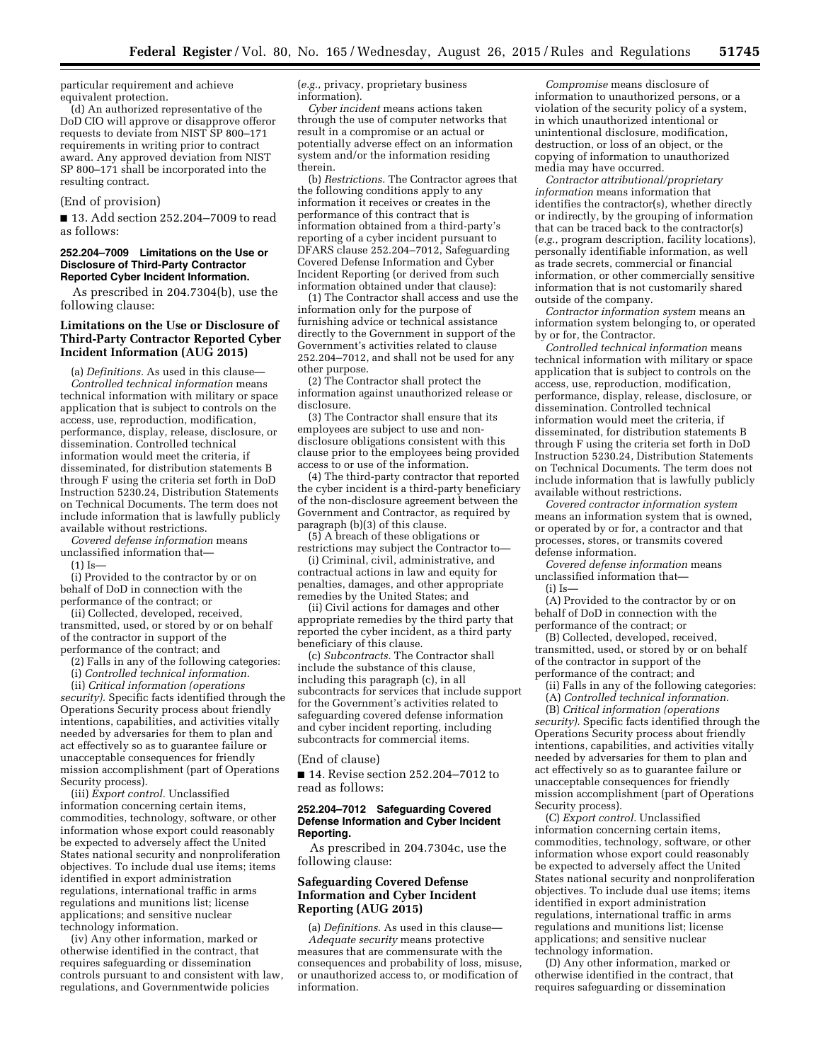particular requirement and achieve equivalent protection.

(d) An authorized representative of the DoD CIO will approve or disapprove offeror requests to deviate from NIST SP 800–171 requirements in writing prior to contract award. Any approved deviation from NIST SP 800–171 shall be incorporated into the resulting contract.

(End of provision)

■ 13. Add section 252.204–7009 to read as follows:

#### 252.204–7009 Limitations on the Use or Disclosure of Third-Party Contractor Reported Cyber Incident Information.

As prescribed in 204.7304(b), use the following clause:

### Limitations on the Use or Disclosure of Third-Party Contractor Reported Cyber Incident Information (AUG 2015)

(a) *Definitions.* As used in this clause—

*Controlled technical information* means technical information with military or space application that is subject to controls on the access, use, reproduction, modification, performance, display, release, disclosure, or dissemination. Controlled technical information would meet the criteria, if disseminated, for distribution statements B through F using the criteria set forth in DoD Instruction 5230.24, Distribution Statements on Technical Documents. The term does not include information that is lawfully publicly available without restrictions.

*Covered defense information* means unclassified information that—

(1) Is—

(i) Provided to the contractor by or on behalf of DoD in connection with the performance of the contract; or

(ii) Collected, developed, received, transmitted, used, or stored by or on behalf of the contractor in support of the performance of the contract; and

(2) Falls in any of the following categories:

(i) *Controlled technical information.*

(ii) *Critical information (operations security).* Specific facts identified through the Operations Security process about friendly intentions, capabilities, and activities vitally needed by adversaries for them to plan and act effectively so as to guarantee failure or unacceptable consequences for friendly mission accomplishment (part of Operations Security process).

(iii) *Export control.* Unclassified information concerning certain items, commodities, technology, software, or other information whose export could reasonably be expected to adversely affect the United States national security and nonproliferation objectives. To include dual use items; items identified in export administration regulations, international traffic in arms regulations and munitions list; license applications; and sensitive nuclear technology information.

(iv) Any other information, marked or otherwise identified in the contract, that requires safeguarding or dissemination controls pursuant to and consistent with law, regulations, and Governmentwide policies (*e.g.,* privacy, proprietary business information).

*Cyber incident* means actions taken through the use of computer networks that result in a compromise or an actual or potentially adverse effect on an information system and/or the information residing therein.

(b) *Restrictions.* The Contractor agrees that the following conditions apply to any information it receives or creates in the performance of this contract that is information obtained from a third-party's reporting of a cyber incident pursuant to DFARS clause 252.204–7012, Safeguarding Covered Defense Information and Cyber Incident Reporting (or derived from such information obtained under that clause):

(1) The Contractor shall access and use the information only for the purpose of furnishing advice or technical assistance directly to the Government in support of the Government's activities related to clause 252.204–7012, and shall not be used for any other purpose.

(2) The Contractor shall protect the information against unauthorized release or disclosure.

(3) The Contractor shall ensure that its employees are subject to use and non-disclosure obligations consistent with this clause prior to the employees being provided access to or use of the information.

(4) The third-party contractor that reported the cyber incident is a third-party beneficiary of the non-disclosure agreement between the Government and Contractor, as required by paragraph (b)(3) of this clause.

(5) A breach of these obligations or restrictions may subject the Contractor to—

(i) Criminal, civil, administrative, and contractual actions in law and equity for penalties, damages, and other appropriate remedies by the United States; and

(ii) Civil actions for damages and other appropriate remedies by the third party that reported the cyber incident, as a third party beneficiary of this clause.

(c) *Subcontracts.* The Contractor shall include the substance of this clause, including this paragraph (c), in all subcontracts for services that include support for the Government's activities related to safeguarding covered defense information and cyber incident reporting, including subcontracts for commercial items.

(End of clause)

■ 14. Revise section 252.204–7012 to read as follows:

#### 252.204–7012 Safeguarding Covered Defense Information and Cyber Incident Reporting.

As prescribed in 204.7304c, use the following clause:

### Safeguarding Covered Defense Information and Cyber Incident Reporting (AUG 2015)

(a) *Definitions.* As used in this clause—

*Adequate security* means protective measures that are commensurate with the consequences and probability of loss, misuse, or unauthorized access to, or modification of information.

*Compromise* means disclosure of information to unauthorized persons, or a violation of the security policy of a system, in which unauthorized intentional or unintentional disclosure, modification, destruction, or loss of an object, or the copying of information to unauthorized media may have occurred.

*Contractor attributional/proprietary information* means information that identifies the contractor(s), whether directly or indirectly, by the grouping of information that can be traced back to the contractor(s) (*e.g.,* program description, facility locations), personally identifiable information, as well as trade secrets, commercial or financial information, or other commercially sensitive information that is not customarily shared outside of the company.

*Contractor information system* means an information system belonging to, or operated by or for, the Contractor.

*Controlled technical information* means technical information with military or space application that is subject to controls on the access, use, reproduction, modification, performance, display, release, disclosure, or dissemination. Controlled technical information would meet the criteria, if disseminated, for distribution statements B through F using the criteria set forth in DoD Instruction 5230.24, Distribution Statements on Technical Documents. The term does not include information that is lawfully publicly available without restrictions.

*Covered contractor information system* means an information system that is owned, or operated by or for, a contractor and that processes, stores, or transmits covered defense information.

*Covered defense information* means unclassified information that—

(i) Is—

(A) Provided to the contractor by or on behalf of DoD in connection with the performance of the contract; or

(B) Collected, developed, received, transmitted, used, or stored by or on behalf of the contractor in support of the performance of the contract; and

(ii) Falls in any of the following categories:

(A) *Controlled technical information.*

(B) *Critical information (operations security).* Specific facts identified through the Operations Security process about friendly intentions, capabilities, and activities vitally needed by adversaries for them to plan and act effectively so as to guarantee failure or unacceptable consequences for friendly mission accomplishment (part of Operations Security process).

(C) *Export control.* Unclassified information concerning certain items, commodities, technology, software, or other information whose export could reasonably be expected to adversely affect the United States national security and nonproliferation objectives. To include dual use items; items identified in export administration regulations, international traffic in arms regulations and munitions list; license applications; and sensitive nuclear technology information.

(D) Any other information, marked or otherwise identified in the contract, that requires safeguarding or dissemination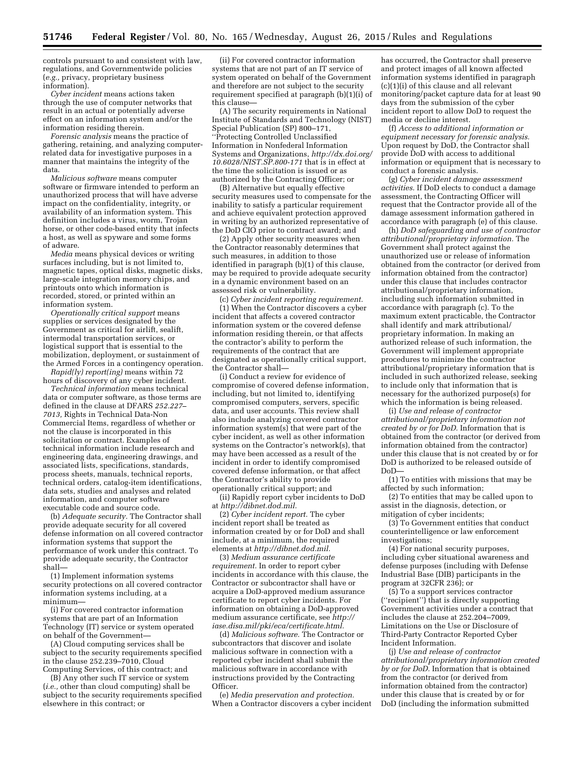controls pursuant to and consistent with law, regulations, and Governmentwide policies (*e.g.,* privacy, proprietary business information).

*Cyber incident* means actions taken through the use of computer networks that result in an actual or potentially adverse effect on an information system and/or the information residing therein.

*Forensic analysis* means the practice of gathering, retaining, and analyzing computer-related data for investigative purposes in a manner that maintains the integrity of the data.

*Malicious software* means computer software or firmware intended to perform an unauthorized process that will have adverse impact on the confidentiality, integrity, or availability of an information system. This definition includes a virus, worm, Trojan horse, or other code-based entity that infects a host, as well as spyware and some forms of adware.

*Media* means physical devices or writing surfaces including, but is not limited to, magnetic tapes, optical disks, magnetic disks, large-scale integration memory chips, and printouts onto which information is recorded, stored, or printed within an information system.

*Operationally critical support* means supplies or services designated by the Government as critical for airlift, sealift, intermodal transportation services, or logistical support that is essential to the mobilization, deployment, or sustainment of the Armed Forces in a contingency operation.

*Rapid(ly) report(ing)* means within 72 hours of discovery of any cyber incident.

*Technical information* means technical data or computer software, as those terms are defined in the clause at DFARS *252.227–7013,* Rights in Technical Data-Non Commercial Items, regardless of whether or not the clause is incorporated in this solicitation or contract. Examples of technical information include research and engineering data, engineering drawings, and associated lists, specifications, standards, process sheets, manuals, technical reports, technical orders, catalog-item identifications, data sets, studies and analyses and related information, and computer software executable code and source code.

(b) *Adequate security.* The Contractor shall provide adequate security for all covered defense information on all covered contractor information systems that support the performance of work under this contract. To provide adequate security, the Contractor shall—

(1) Implement information systems security protections on all covered contractor information systems including, at a minimum—

(i) For covered contractor information systems that are part of an Information Technology (IT) service or system operated on behalf of the Government—

(A) Cloud computing services shall be subject to the security requirements specified in the clause 252.239–7010, Cloud Computing Services, of this contract; and

(B) Any other such IT service or system (*i.e.,* other than cloud computing) shall be subject to the security requirements specified elsewhere in this contract; or

(ii) For covered contractor information systems that are not part of an IT service of system operated on behalf of the Government and therefore are not subject to the security requirement specified at paragraph (b)(1)(i) of this clause—

(A) The security requirements in National Institute of Standards and Technology (NIST) Special Publication (SP) 800–171, ''Protecting Controlled Unclassified Information in Nonfederal Information Systems and Organizations, *http://dx.doi.org/10.6028/NIST.SP.800-171* that is in effect at the time the solicitation is issued or as authorized by the Contracting Officer; or

(B) Alternative but equally effective security measures used to compensate for the inability to satisfy a particular requirement and achieve equivalent protection approved in writing by an authorized representative of the DoD CIO prior to contract award; and

(2) Apply other security measures when the Contractor reasonably determines that such measures, in addition to those identified in paragraph (b)(1) of this clause, may be required to provide adequate security in a dynamic environment based on an assessed risk or vulnerability.

(c) *Cyber incident reporting requirement.*

(1) When the Contractor discovers a cyber incident that affects a covered contractor information system or the covered defense information residing therein, or that affects the contractor's ability to perform the requirements of the contract that are designated as operationally critical support, the Contractor shall—

(i) Conduct a review for evidence of compromise of covered defense information, including, but not limited to, identifying compromised computers, servers, specific data, and user accounts. This review shall also include analyzing covered contractor information system(s) that were part of the cyber incident, as well as other information systems on the Contractor's network(s), that may have been accessed as a result of the incident in order to identify compromised covered defense information, or that affect the Contractor's ability to provide operationally critical support; and

(ii) Rapidly report cyber incidents to DoD at *http://dibnet.dod.mil.*

(2) *Cyber incident report.* The cyber incident report shall be treated as information created by or for DoD and shall include, at a minimum, the required elements at *http://dibnet.dod.mil.*

(3) *Medium assurance certificate requirement.* In order to report cyber incidents in accordance with this clause, the Contractor or subcontractor shall have or acquire a DoD-approved medium assurance certificate to report cyber incidents. For information on obtaining a DoD-approved medium assurance certificate, see *http://iase.disa.mil/pki/eca/certificate.html.*

(d) *Malicious software.* The Contractor or subcontractors that discover and isolate malicious software in connection with a reported cyber incident shall submit the malicious software in accordance with instructions provided by the Contracting Officer.

(e) *Media preservation and protection.* When a Contractor discovers a cyber incident has occurred, the Contractor shall preserve and protect images of all known affected information systems identified in paragraph (c)(1)(i) of this clause and all relevant monitoring/packet capture data for at least 90 days from the submission of the cyber incident report to allow DoD to request the media or decline interest.

(f) *Access to additional information or equipment necessary for forensic analysis.* Upon request by DoD, the Contractor shall provide DoD with access to additional information or equipment that is necessary to conduct a forensic analysis.

(g) *Cyber incident damage assessment activities.* If DoD elects to conduct a damage assessment, the Contracting Officer will request that the Contractor provide all of the damage assessment information gathered in accordance with paragraph (e) of this clause.

(h) *DoD safeguarding and use of contractor attributional/proprietary information.* The Government shall protect against the unauthorized use or release of information obtained from the contractor (or derived from information obtained from the contractor) under this clause that includes contractor attributional/proprietary information, including such information submitted in accordance with paragraph (c). To the maximum extent practicable, the Contractor shall identify and mark attributional/proprietary information. In making an authorized release of such information, the Government will implement appropriate procedures to minimize the contractor attributional/proprietary information that is included in such authorized release, seeking to include only that information that is necessary for the authorized purpose(s) for which the information is being released.

(i) *Use and release of contractor attributional/proprietary information not created by or for DoD.* Information that is obtained from the contractor (or derived from information obtained from the contractor) under this clause that is not created by or for DoD is authorized to be released outside of DoD—

(1) To entities with missions that may be affected by such information;

(2) To entities that may be called upon to assist in the diagnosis, detection, or mitigation of cyber incidents;

(3) To Government entities that conduct counterintelligence or law enforcement investigations;

(4) For national security purposes, including cyber situational awareness and defense purposes (including with Defense Industrial Base (DIB) participants in the program at 32CFR 236); or

(5) To a support services contractor (''recipient'') that is directly supporting Government activities under a contract that includes the clause at 252.204–7009, Limitations on the Use or Disclosure of Third-Party Contractor Reported Cyber Incident Information.

(j) *Use and release of contractor attributional/proprietary information created by or for DoD.* Information that is obtained from the contractor (or derived from information obtained from the contractor) under this clause that is created by or for DoD (including the information submitted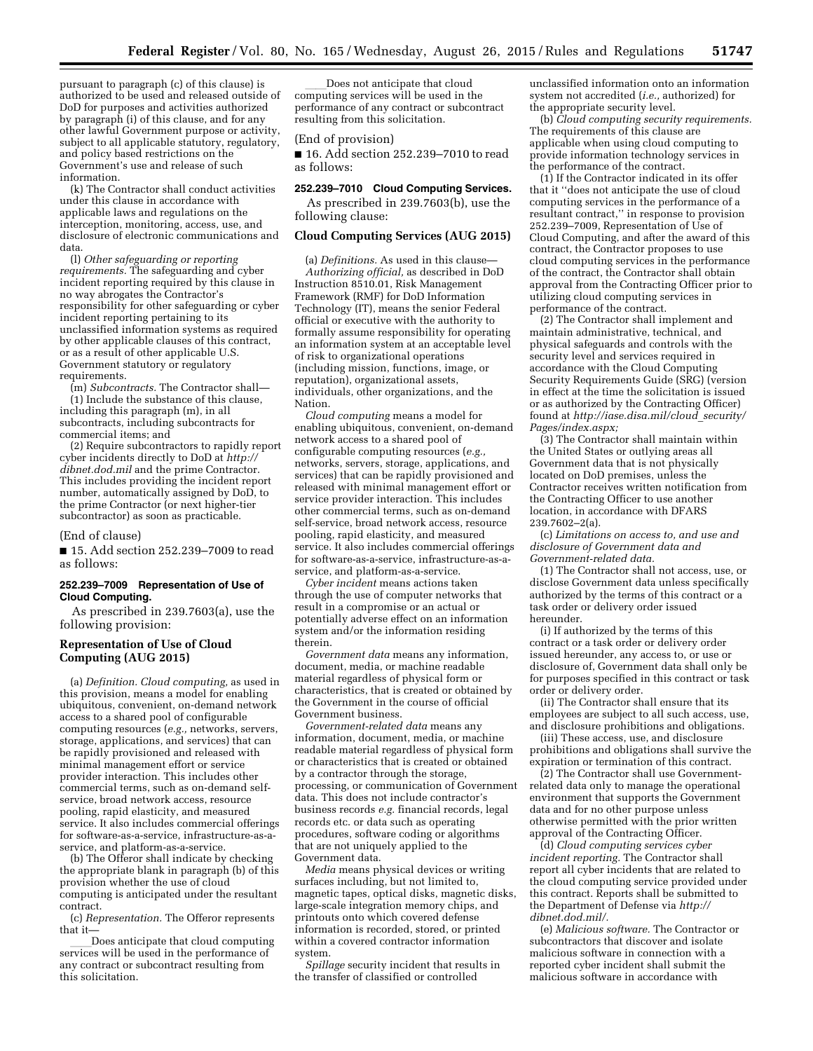pursuant to paragraph (c) of this clause) is authorized to be used and released outside of DoD for purposes and activities authorized by paragraph (i) of this clause, and for any other lawful Government purpose or activity, subject to all applicable statutory, regulatory, and policy based restrictions on the Government's use and release of such information.

(k) The Contractor shall conduct activities under this clause in accordance with applicable laws and regulations on the interception, monitoring, access, use, and disclosure of electronic communications and data.

(l) *Other safeguarding or reporting requirements.* The safeguarding and cyber incident reporting required by this clause in no way abrogates the Contractor's responsibility for other safeguarding or cyber incident reporting pertaining to its unclassified information systems as required by other applicable clauses of this contract, or as a result of other applicable U.S. Government statutory or regulatory requirements.

(m) *Subcontracts.* The Contractor shall—

(1) Include the substance of this clause, including this paragraph (m), in all subcontracts, including subcontracts for commercial items; and

(2) Require subcontractors to rapidly report cyber incidents directly to DoD at *http://dibnet.dod.mil* and the prime Contractor. This includes providing the incident report number, automatically assigned by DoD, to the prime Contractor (or next higher-tier subcontractor) as soon as practicable.

(End of clause)

■ 15. Add section 252.239–7009 to read as follows:

#### 252.239–7009 Representation of Use of Cloud Computing.

As prescribed in 239.7603(a), use the following provision:

### Representation of Use of Cloud Computing (AUG 2015)

(a) *Definition. Cloud computing,* as used in this provision, means a model for enabling ubiquitous, convenient, on-demand network access to a shared pool of configurable computing resources (*e.g.,* networks, servers, storage, applications, and services) that can be rapidly provisioned and released with minimal management effort or service provider interaction. This includes other commercial terms, such as on-demand self-service, broad network access, resource pooling, rapid elasticity, and measured service. It also includes commercial offerings for software-as-a-service, infrastructure-as-a-service, and platform-as-a-service.

(b) The Offeror shall indicate by checking the appropriate blank in paragraph (b) of this provision whether the use of cloud computing is anticipated under the resultant contract.

(c) *Representation.* The Offeror represents that it—

\_\_\_\_Does anticipate that cloud computing services will be used in the performance of any contract or subcontract resulting from this solicitation.

\_\_\_\_Does not anticipate that cloud computing services will be used in the performance of any contract or subcontract resulting from this solicitation.

(End of provision)

■ 16. Add section 252.239–7010 to read as follows:

#### 252.239–7010 Cloud Computing Services.

As prescribed in 239.7603(b), use the following clause:

### Cloud Computing Services (AUG 2015)

(a) *Definitions.* As used in this clause—

*Authorizing official,* as described in DoD Instruction 8510.01, Risk Management Framework (RMF) for DoD Information Technology (IT), means the senior Federal official or executive with the authority to formally assume responsibility for operating an information system at an acceptable level of risk to organizational operations (including mission, functions, image, or reputation), organizational assets, individuals, other organizations, and the Nation.

*Cloud computing* means a model for enabling ubiquitous, convenient, on-demand network access to a shared pool of configurable computing resources (*e.g.,* networks, servers, storage, applications, and services) that can be rapidly provisioned and released with minimal management effort or service provider interaction. This includes other commercial terms, such as on-demand self-service, broad network access, resource pooling, rapid elasticity, and measured service. It also includes commercial offerings for software-as-a-service, infrastructure-as-a-service, and platform-as-a-service.

*Cyber incident* means actions taken through the use of computer networks that result in a compromise or an actual or potentially adverse effect on an information system and/or the information residing therein.

*Government data* means any information, document, media, or machine readable material regardless of physical form or characteristics, that is created or obtained by the Government in the course of official Government business.

*Government-related data* means any information, document, media, or machine readable material regardless of physical form or characteristics that is created or obtained by a contractor through the storage, processing, or communication of Government data. This does not include contractor's business records *e.g.* financial records, legal records etc. or data such as operating procedures, software coding or algorithms that are not uniquely applied to the Government data.

*Media* means physical devices or writing surfaces including, but not limited to, magnetic tapes, optical disks, magnetic disks, large-scale integration memory chips, and printouts onto which covered defense information is recorded, stored, or printed within a covered contractor information system.

*Spillage* security incident that results in the transfer of classified or controlled unclassified information onto an information system not accredited (*i.e.,* authorized) for the appropriate security level.

(b) *Cloud computing security requirements.* The requirements of this clause are applicable when using cloud computing to provide information technology services in the performance of the contract.

(1) If the Contractor indicated in its offer that it ''does not anticipate the use of cloud computing services in the performance of a resultant contract,'' in response to provision 252.239–7009, Representation of Use of Cloud Computing, and after the award of this contract, the Contractor proposes to use cloud computing services in the performance of the contract, the Contractor shall obtain approval from the Contracting Officer prior to utilizing cloud computing services in performance of the contract.

(2) The Contractor shall implement and maintain administrative, technical, and physical safeguards and controls with the security level and services required in accordance with the Cloud Computing Security Requirements Guide (SRG) (version in effect at the time the solicitation is issued or as authorized by the Contracting Officer) found at *http://iase.disa.mil/cloud_security/Pages/index.aspx;*

(3) The Contractor shall maintain within the United States or outlying areas all Government data that is not physically located on DoD premises, unless the Contractor receives written notification from the Contracting Officer to use another location, in accordance with DFARS 239.7602–2(a).

(c) *Limitations on access to, and use and disclosure of Government data and Government-related data.*

(1) The Contractor shall not access, use, or disclose Government data unless specifically authorized by the terms of this contract or a task order or delivery order issued hereunder.

(i) If authorized by the terms of this contract or a task order or delivery order issued hereunder, any access to, or use or disclosure of, Government data shall only be for purposes specified in this contract or task order or delivery order.

(ii) The Contractor shall ensure that its employees are subject to all such access, use, and disclosure prohibitions and obligations.

(iii) These access, use, and disclosure prohibitions and obligations shall survive the expiration or termination of this contract.

(2) The Contractor shall use Government-related data only to manage the operational environment that supports the Government data and for no other purpose unless otherwise permitted with the prior written approval of the Contracting Officer.

(d) *Cloud computing services cyber incident reporting.* The Contractor shall report all cyber incidents that are related to the cloud computing service provided under this contract. Reports shall be submitted to the Department of Defense via *http://dibnet.dod.mil/.*

(e) *Malicious software.* The Contractor or subcontractors that discover and isolate malicious software in connection with a reported cyber incident shall submit the malicious software in accordance with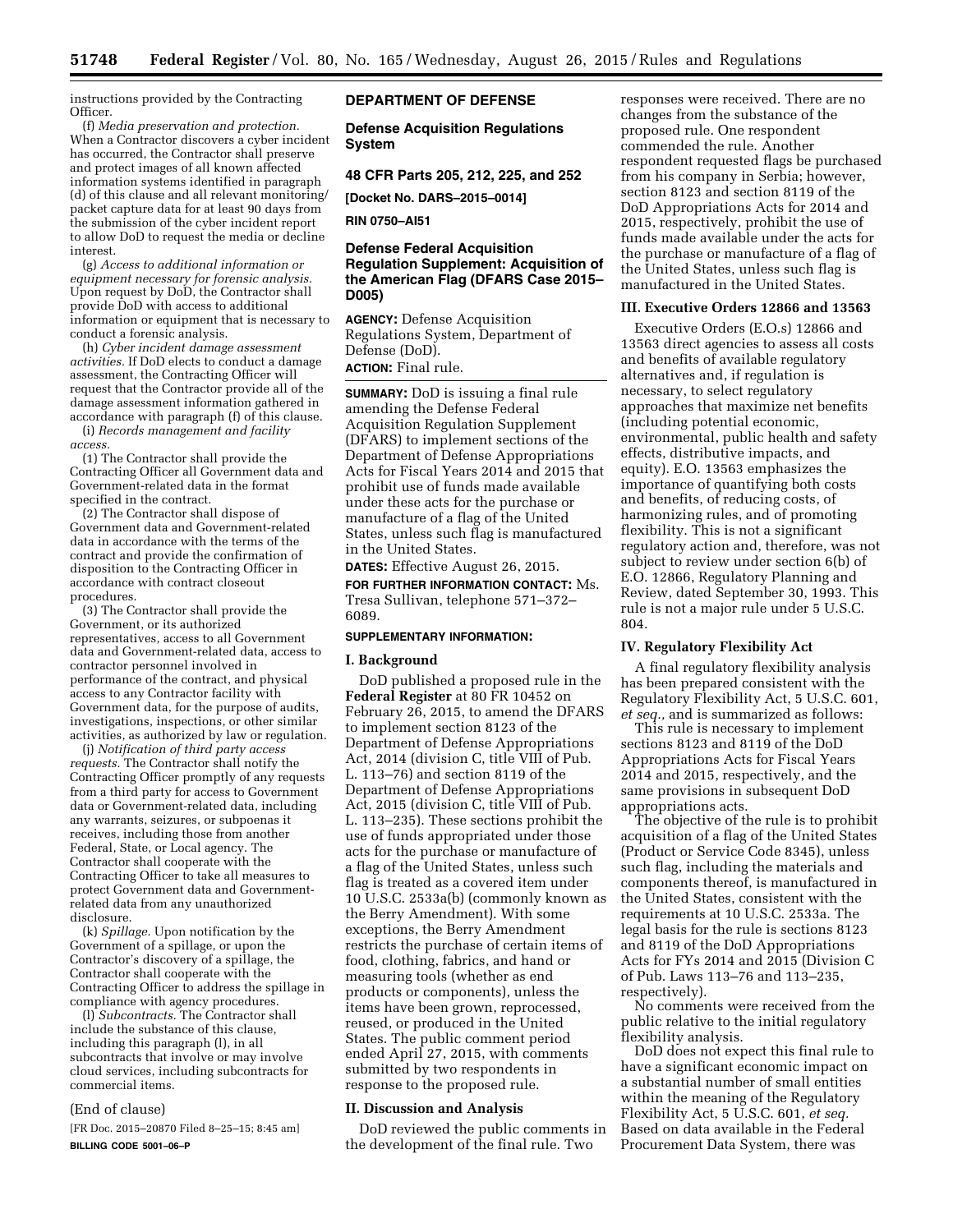instructions provided by the Contracting Officer.

(f) *Media preservation and protection.* When a Contractor discovers a cyber incident has occurred, the Contractor shall preserve and protect images of all known affected information systems identified in paragraph (d) of this clause and all relevant monitoring/packet capture data for at least 90 days from the submission of the cyber incident report to allow DoD to request the media or decline interest.

(g) *Access to additional information or equipment necessary for forensic analysis.* Upon request by DoD, the Contractor shall provide DoD with access to additional information or equipment that is necessary to conduct a forensic analysis.

(h) *Cyber incident damage assessment activities.* If DoD elects to conduct a damage assessment, the Contracting Officer will request that the Contractor provide all of the damage assessment information gathered in accordance with paragraph (f) of this clause.

(i) *Records management and facility access.*

(1) The Contractor shall provide the Contracting Officer all Government data and Government-related data in the format specified in the contract.

(2) The Contractor shall dispose of Government data and Government-related data in accordance with the terms of the contract and provide the confirmation of disposition to the Contracting Officer in accordance with contract closeout procedures.

(3) The Contractor shall provide the Government, or its authorized representatives, access to all Government data and Government-related data, access to contractor personnel involved in performance of the contract, and physical access to any Contractor facility with Government data, for the purpose of audits, investigations, inspections, or other similar activities, as authorized by law or regulation.

(j) *Notification of third party access requests.* The Contractor shall notify the Contracting Officer promptly of any requests from a third party for access to Government data or Government-related data, including any warrants, seizures, or subpoenas it receives, including those from another Federal, State, or Local agency. The Contractor shall cooperate with the Contracting Officer to take all measures to protect Government data and Government-related data from any unauthorized disclosure.

(k) *Spillage.* Upon notification by the Government of a spillage, or upon the Contractor's discovery of a spillage, the Contractor shall cooperate with the Contracting Officer to address the spillage in compliance with agency procedures.

(l) *Subcontracts.* The Contractor shall include the substance of this clause, including this paragraph (l), in all subcontracts that involve or may involve cloud services, including subcontracts for commercial items.

(End of clause)

[FR Doc. 2015–20870 Filed 8–25–15; 8:45 am]

**BILLING CODE 5001–06–P**

## DEPARTMENT OF DEFENSE

### Defense Acquisition Regulations System

### 48 CFR Parts 205, 212, 225, and 252

**[Docket No. DARS–2015–0014]**

**RIN 0750–AI51**

### Defense Federal Acquisition Regulation Supplement: Acquisition of the American Flag (DFARS Case 2015–D005)

**AGENCY:** Defense Acquisition Regulations System, Department of Defense (DoD).

**ACTION:** Final rule.

**SUMMARY:** DoD is issuing a final rule amending the Defense Federal Acquisition Regulation Supplement (DFARS) to implement sections of the Department of Defense Appropriations Acts for Fiscal Years 2014 and 2015 that prohibit use of funds made available under these acts for the purchase or manufacture of a flag of the United States, unless such flag is manufactured in the United States.

**DATES:** Effective August 26, 2015.

**FOR FURTHER INFORMATION CONTACT:** Ms. Tresa Sullivan, telephone 571–372–6089.

**SUPPLEMENTARY INFORMATION:**

#### I. Background

DoD published a proposed rule in the **Federal Register** at 80 FR 10452 on February 26, 2015, to amend the DFARS to implement section 8123 of the Department of Defense Appropriations Act, 2014 (division C, title VIII of Pub. L. 113–76) and section 8119 of the Department of Defense Appropriations Act, 2015 (division C, title VIII of Pub. L. 113–235). These sections prohibit the use of funds appropriated under those acts for the purchase or manufacture of a flag of the United States, unless such flag is treated as a covered item under 10 U.S.C. 2533a(b) (commonly known as the Berry Amendment). With some exceptions, the Berry Amendment restricts the purchase of certain items of food, clothing, fabrics, and hand or measuring tools (whether as end products or components), unless the items have been grown, reprocessed, reused, or produced in the United States. The public comment period ended April 27, 2015, with comments submitted by two respondents in response to the proposed rule.

#### II. Discussion and Analysis

DoD reviewed the public comments in the development of the final rule. Two responses were received. There are no changes from the substance of the proposed rule. One respondent commended the rule. Another respondent requested flags be purchased from his company in Serbia; however, section 8123 and section 8119 of the DoD Appropriations Acts for 2014 and 2015, respectively, prohibit the use of funds made available under the acts for the purchase or manufacture of a flag of the United States, unless such flag is manufactured in the United States.

#### III. Executive Orders 12866 and 13563

Executive Orders (E.O.s) 12866 and 13563 direct agencies to assess all costs and benefits of available regulatory alternatives and, if regulation is necessary, to select regulatory approaches that maximize net benefits (including potential economic, environmental, public health and safety effects, distributive impacts, and equity). E.O. 13563 emphasizes the importance of quantifying both costs and benefits, of reducing costs, of harmonizing rules, and of promoting flexibility. This is not a significant regulatory action and, therefore, was not subject to review under section 6(b) of E.O. 12866, Regulatory Planning and Review, dated September 30, 1993. This rule is not a major rule under 5 U.S.C. 804.

#### IV. Regulatory Flexibility Act

A final regulatory flexibility analysis has been prepared consistent with the Regulatory Flexibility Act, 5 U.S.C. 601, *et seq.,* and is summarized as follows:

This rule is necessary to implement sections 8123 and 8119 of the DoD Appropriations Acts for Fiscal Years 2014 and 2015, respectively, and the same provisions in subsequent DoD appropriations acts.

The objective of the rule is to prohibit acquisition of a flag of the United States (Product or Service Code 8345), unless such flag, including the materials and components thereof, is manufactured in the United States, consistent with the requirements at 10 U.S.C. 2533a. The legal basis for the rule is sections 8123 and 8119 of the DoD Appropriations Acts for FYs 2014 and 2015 (Division C of Pub. Laws 113–76 and 113–235, respectively).

No comments were received from the public relative to the initial regulatory flexibility analysis.

DoD does not expect this final rule to have a significant economic impact on a substantial number of small entities within the meaning of the Regulatory Flexibility Act, 5 U.S.C. 601, *et seq.* Based on data available in the Federal Procurement Data System, there was